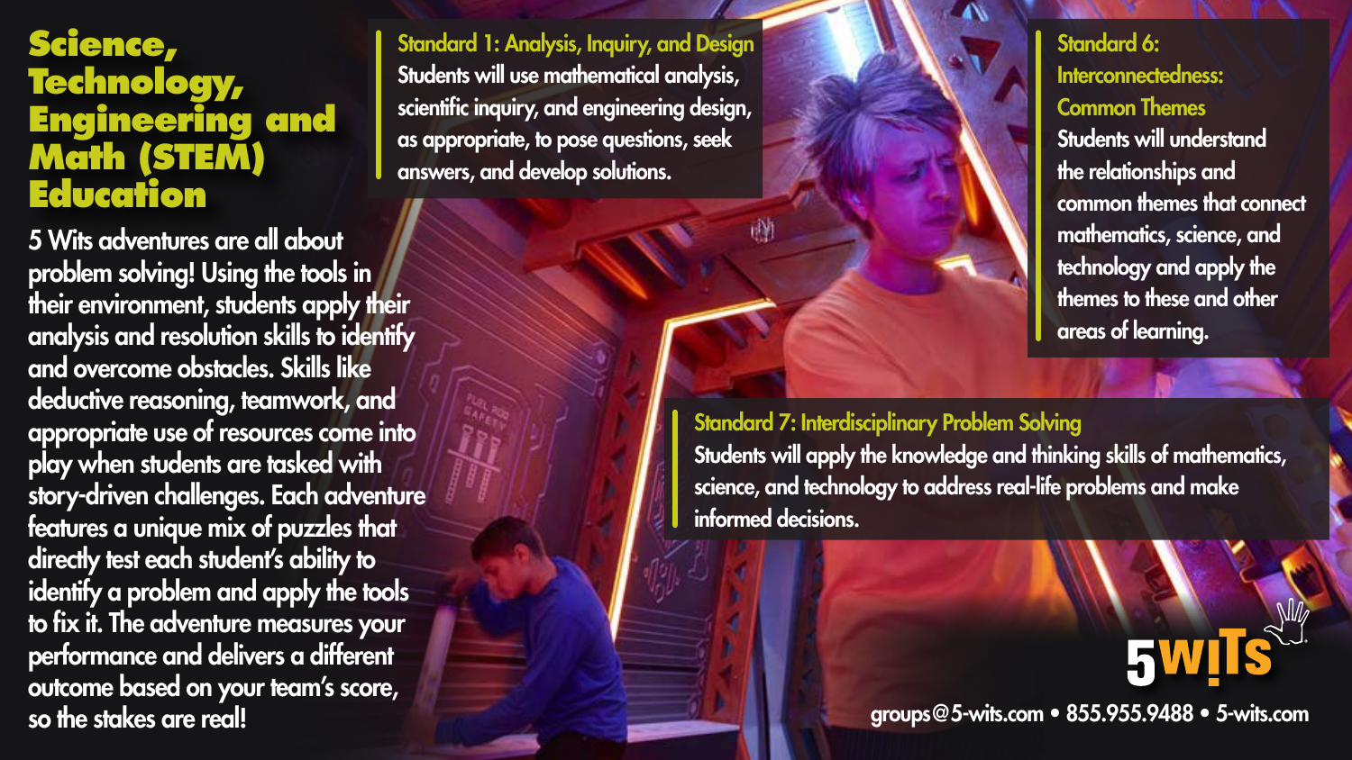# Science, Technology, Engineering and Math (STEM) Education

5 Wits adventures are all about problem solving! Using the tools in their environment, students apply their analysis and resolution skills to identify and overcome obstacles. Skills like deductive reasoning, teamwork, and appropriate use of resources come into play when students are tasked with story-driven challenges. Each adventure features a unique mix of puzzles that directly test each student's ability to identify a problem and apply the tools to fix it. The adventure measures your performance and delivers a different outcome based on your team's score, so the stakes are real!

**Standard 1: Analysis, Inquiry, and Design**
Students will use mathematical analysis, scientific inquiry, and engineering design, as appropriate, to pose questions, seek answers, and develop solutions.

**Standard 6: Interconnectedness: Common Themes**
Students will understand the relationships and common themes that connect mathematics, science, and technology and apply the themes to these and other areas of learning.

**Standard 7: Interdisciplinary Problem Solving**
Students will apply the knowledge and thinking skills of mathematics, science, and technology to address real-life problems and make informed decisions.

5WITS

groups@5-wits.com • 855.955.9488 • 5-wits.com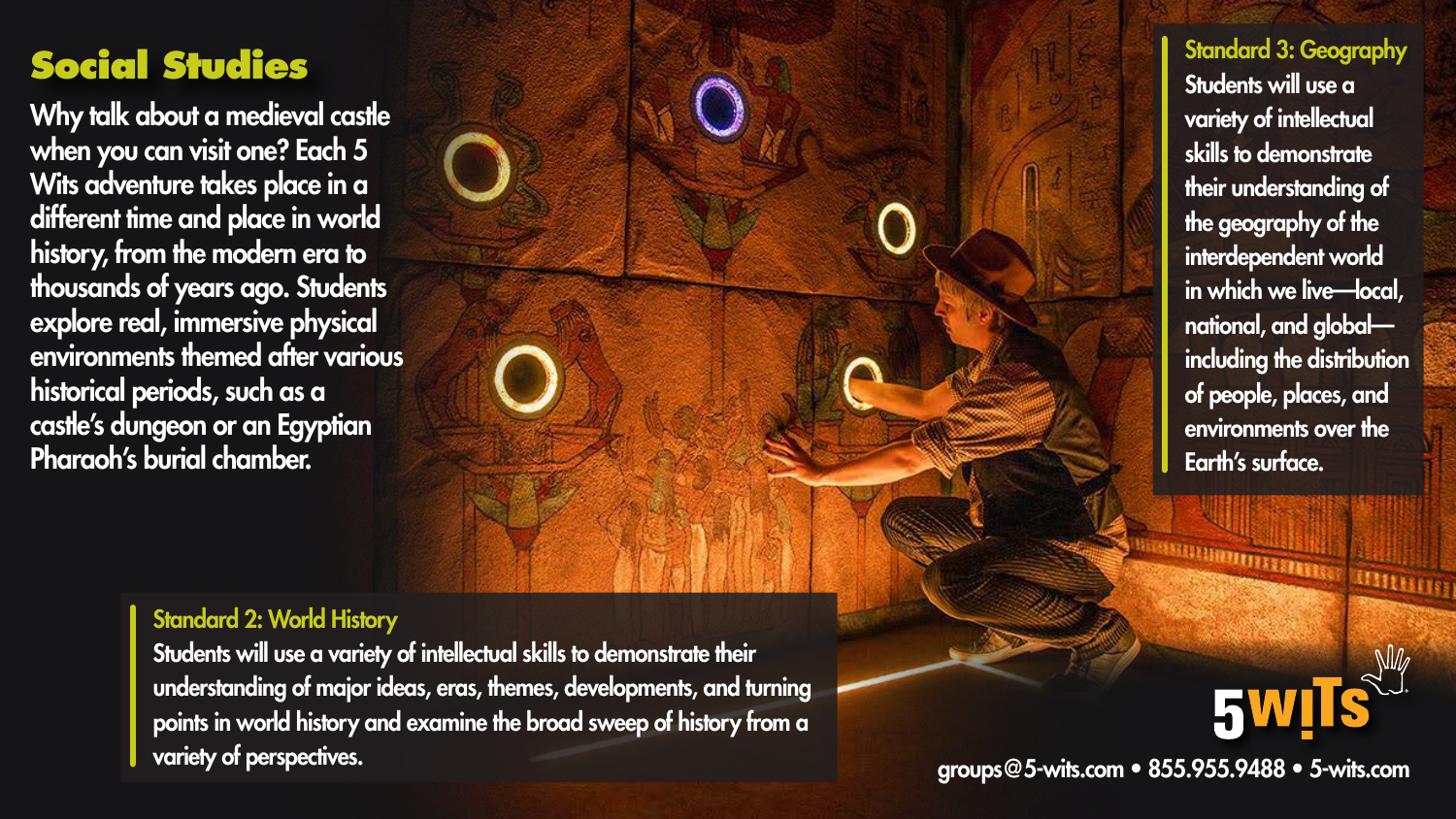# Social Studies

Why talk about a medieval castle when you can visit one? Each 5 Wits adventure takes place in a different time and place in world history, from the modern era to thousands of years ago. Students explore real, immersive physical environments themed after various historical periods, such as a castle's dungeon or an Egyptian Pharaoh's burial chamber.

### Standard 3: Geography

Students will use a variety of intellectual skills to demonstrate their understanding of the geography of the interdependent world in which we live—local, national, and global—including the distribution of people, places, and environments over the Earth's surface.

### Standard 2: World History

Students will use a variety of intellectual skills to demonstrate their understanding of major ideas, eras, themes, developments, and turning points in world history and examine the broad sweep of history from a variety of perspectives.

5 WITS

groups@5-wits.com • 855.955.9488 • 5-wits.com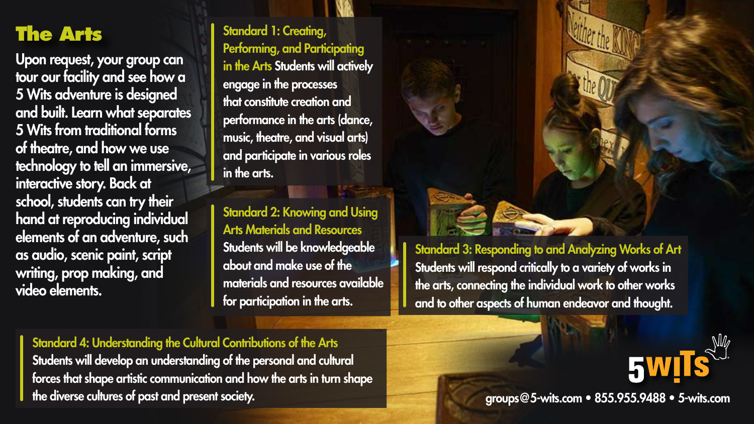## The Arts

Upon request, your group can tour our facility and see how a 5 Wits adventure is designed and built. Learn what separates 5 Wits from traditional forms of theatre, and how we use technology to tell an immersive, interactive story. Back at school, students can try their hand at reproducing individual elements of an adventure, such as audio, scenic paint, script writing, prop making, and video elements.

**Standard 1: Creating, Performing, and Participating in the Arts** Students will actively engage in the processes that constitute creation and performance in the arts (dance, music, theatre, and visual arts) and participate in various roles in the arts.

**Standard 2: Knowing and Using Arts Materials and Resources** Students will be knowledgeable about and make use of the materials and resources available for participation in the arts.

**Standard 3: Responding to and Analyzing Works of Art** Students will respond critically to a variety of works in the arts, connecting the individual work to other works and to other aspects of human endeavor and thought.

**Standard 4: Understanding the Cultural Contributions of the Arts** Students will develop an understanding of the personal and cultural forces that shape artistic communication and how the arts in turn shape the diverse cultures of past and present society.

5 WITS

groups@5-wits.com • 855.955.9488 • 5-wits.com